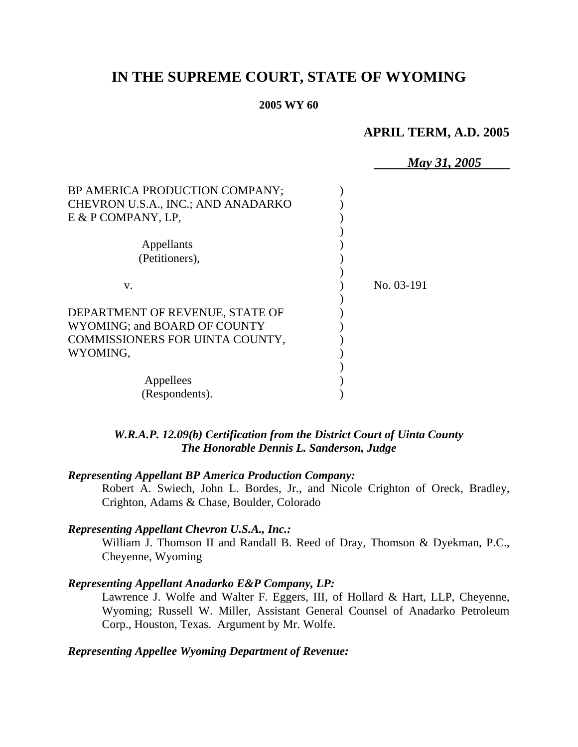# IN THE SUPREME COURT, STATE OF WYOMING

**2005 WY 60**

**APRIL TERM, A.D. 2005**

***May 31, 2005***

BP AMERICA PRODUCTION COMPANY; CHEVRON U.S.A., INC.; AND ANADARKO E & P COMPANY, LP,

Appellants (Petitioners),

v.

DEPARTMENT OF REVENUE, STATE OF WYOMING; and BOARD OF COUNTY COMMISSIONERS FOR UINTA COUNTY, WYOMING,

Appellees (Respondents).

No. 03-191

***W.R.A.P. 12.09(b) Certification from the District Court of Uinta County***
***The Honorable Dennis L. Sanderson, Judge***

***Representing Appellant BP America Production Company:***

Robert A. Swiech, John L. Bordes, Jr., and Nicole Crighton of Oreck, Bradley, Crighton, Adams & Chase, Boulder, Colorado

***Representing Appellant Chevron U.S.A., Inc.:***

William J. Thomson II and Randall B. Reed of Dray, Thomson & Dyekman, P.C., Cheyenne, Wyoming

***Representing Appellant Anadarko E&P Company, LP:***

Lawrence J. Wolfe and Walter F. Eggers, III, of Hollard & Hart, LLP, Cheyenne, Wyoming; Russell W. Miller, Assistant General Counsel of Anadarko Petroleum Corp., Houston, Texas. Argument by Mr. Wolfe.

***Representing Appellee Wyoming Department of Revenue:***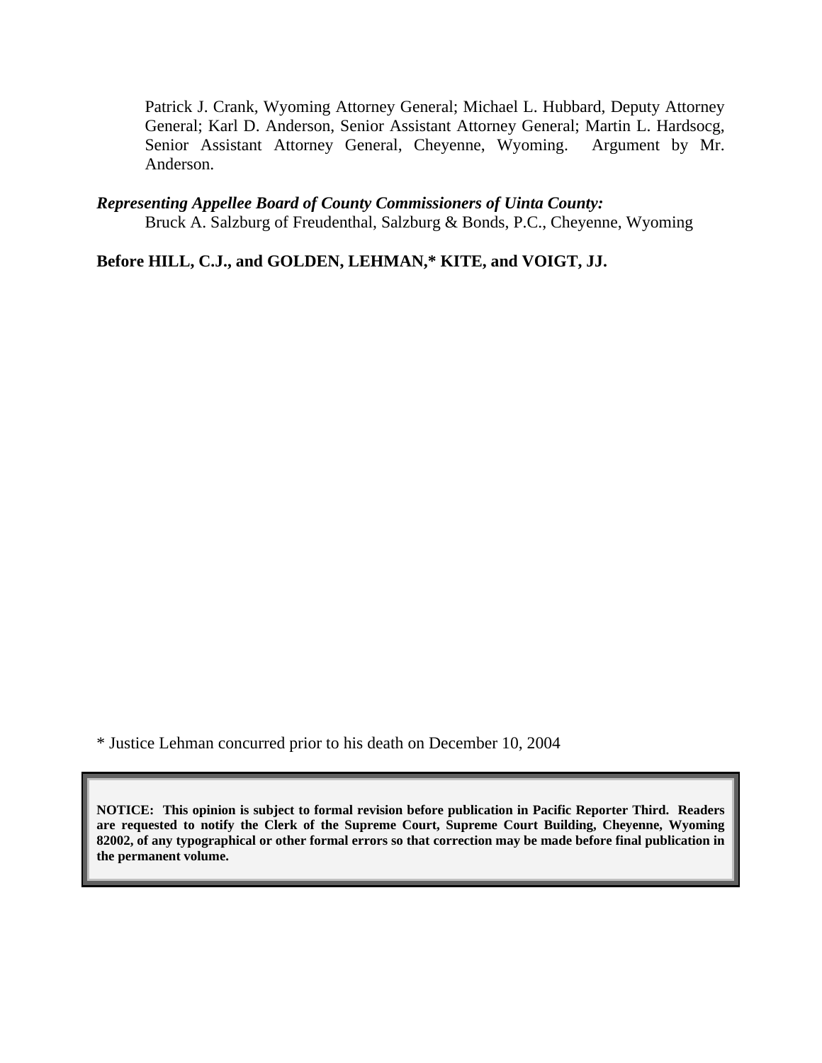Patrick J. Crank, Wyoming Attorney General; Michael L. Hubbard, Deputy Attorney General; Karl D. Anderson, Senior Assistant Attorney General; Martin L. Hardsocg, Senior Assistant Attorney General, Cheyenne, Wyoming. Argument by Mr. Anderson.

***Representing Appellee Board of County Commissioners of Uinta County:***

Bruck A. Salzburg of Freudenthal, Salzburg & Bonds, P.C., Cheyenne, Wyoming

**Before HILL, C.J., and GOLDEN, LEHMAN,* KITE, and VOIGT, JJ.**

* Justice Lehman concurred prior to his death on December 10, 2004

**NOTICE: This opinion is subject to formal revision before publication in Pacific Reporter Third. Readers are requested to notify the Clerk of the Supreme Court, Supreme Court Building, Cheyenne, Wyoming 82002, of any typographical or other formal errors so that correction may be made before final publication in the permanent volume.**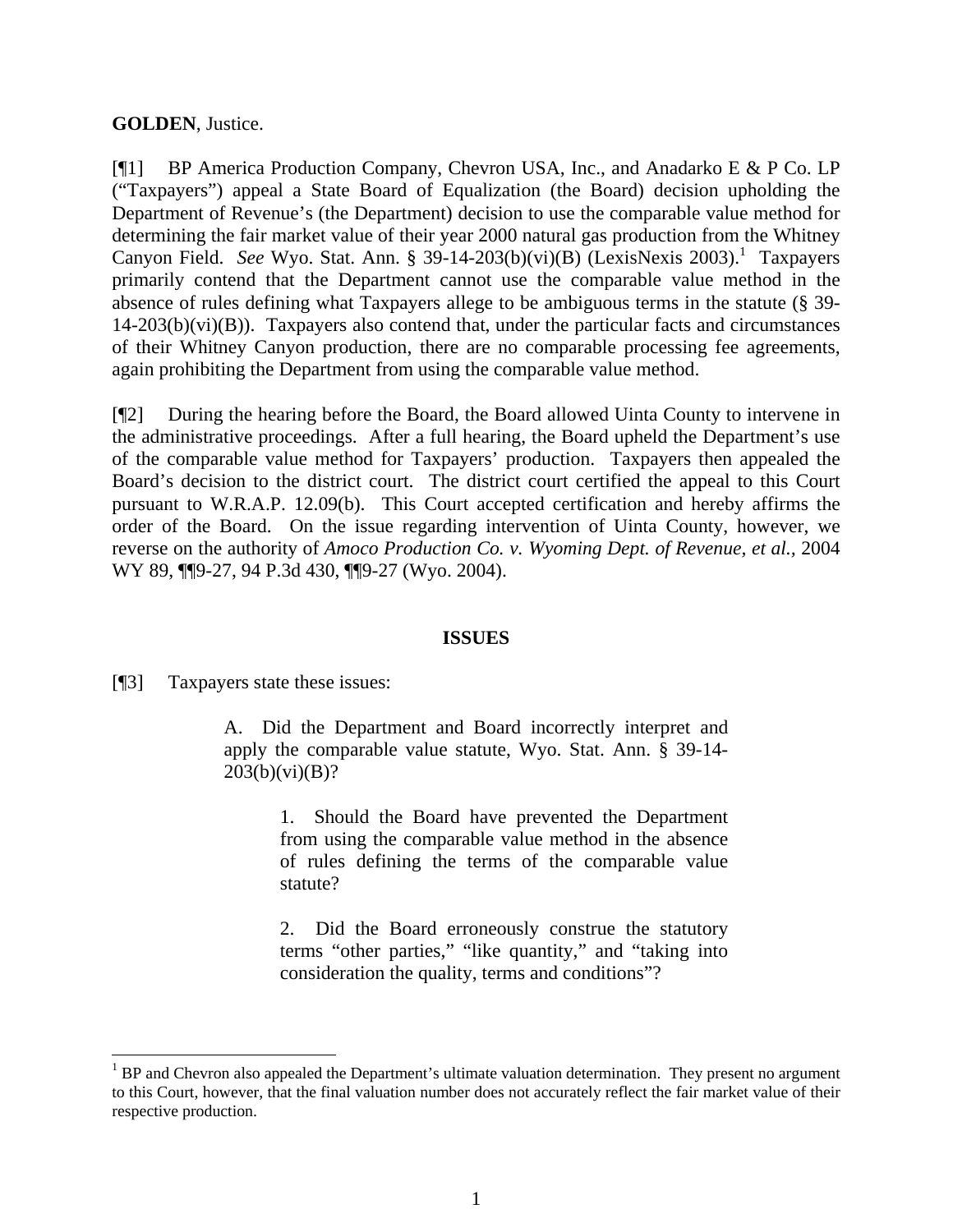**GOLDEN**, Justice.

[¶1] BP America Production Company, Chevron USA, Inc., and Anadarko E & P Co. LP ("Taxpayers") appeal a State Board of Equalization (the Board) decision upholding the Department of Revenue's (the Department) decision to use the comparable value method for determining the fair market value of their year 2000 natural gas production from the Whitney Canyon Field. *See* Wyo. Stat. Ann. § 39-14-203(b)(vi)(B) (LexisNexis 2003).[1] Taxpayers primarily contend that the Department cannot use the comparable value method in the absence of rules defining what Taxpayers allege to be ambiguous terms in the statute (§ 39-14-203(b)(vi)(B)). Taxpayers also contend that, under the particular facts and circumstances of their Whitney Canyon production, there are no comparable processing fee agreements, again prohibiting the Department from using the comparable value method.

[¶2] During the hearing before the Board, the Board allowed Uinta County to intervene in the administrative proceedings. After a full hearing, the Board upheld the Department's use of the comparable value method for Taxpayers' production. Taxpayers then appealed the Board's decision to the district court. The district court certified the appeal to this Court pursuant to W.R.A.P. 12.09(b). This Court accepted certification and hereby affirms the order of the Board. On the issue regarding intervention of Uinta County, however, we reverse on the authority of *Amoco Production Co. v. Wyoming Dept. of Revenue, et al.*, 2004 WY 89, ¶¶9-27, 94 P.3d 430, ¶¶9-27 (Wyo. 2004).

## ISSUES

[¶3] Taxpayers state these issues:

> A. Did the Department and Board incorrectly interpret and apply the comparable value statute, Wyo. Stat. Ann. § 39-14-203(b)(vi)(B)?
>
> > 1. Should the Board have prevented the Department from using the comparable value method in the absence of rules defining the terms of the comparable value statute?
> >
> > 2. Did the Board erroneously construe the statutory terms "other parties," "like quantity," and "taking into consideration the quality, terms and conditions"?

---

[1] BP and Chevron also appealed the Department's ultimate valuation determination. They present no argument to this Court, however, that the final valuation number does not accurately reflect the fair market value of their respective production.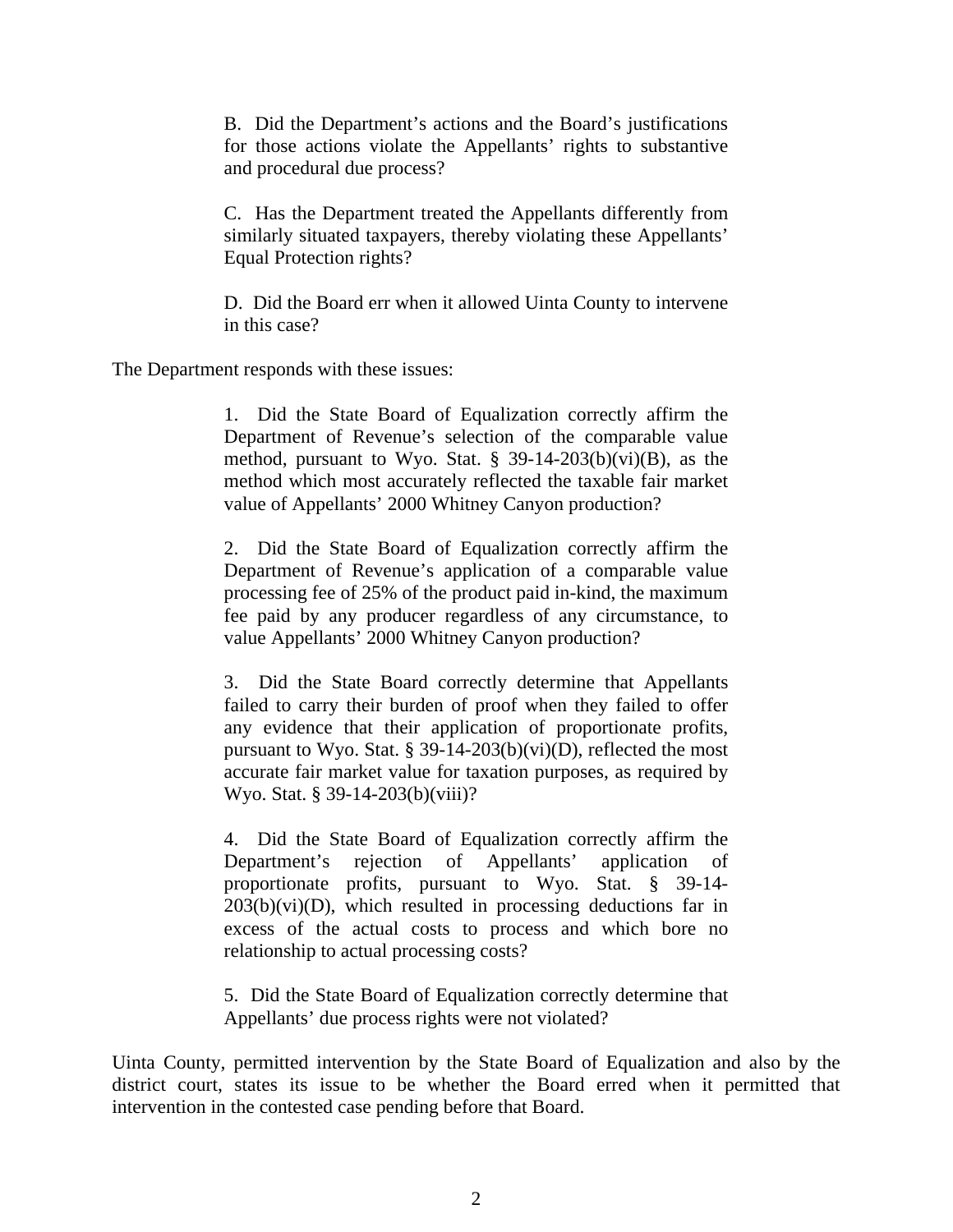> B. Did the Department's actions and the Board's justifications for those actions violate the Appellants' rights to substantive and procedural due process?
>
> C. Has the Department treated the Appellants differently from similarly situated taxpayers, thereby violating these Appellants' Equal Protection rights?
>
> D. Did the Board err when it allowed Uinta County to intervene in this case?

The Department responds with these issues:

> 1. Did the State Board of Equalization correctly affirm the Department of Revenue's selection of the comparable value method, pursuant to Wyo. Stat. § 39-14-203(b)(vi)(B), as the method which most accurately reflected the taxable fair market value of Appellants' 2000 Whitney Canyon production?
>
> 2. Did the State Board of Equalization correctly affirm the Department of Revenue's application of a comparable value processing fee of 25% of the product paid in-kind, the maximum fee paid by any producer regardless of any circumstance, to value Appellants' 2000 Whitney Canyon production?
>
> 3. Did the State Board correctly determine that Appellants failed to carry their burden of proof when they failed to offer any evidence that their application of proportionate profits, pursuant to Wyo. Stat. § 39-14-203(b)(vi)(D), reflected the most accurate fair market value for taxation purposes, as required by Wyo. Stat. § 39-14-203(b)(viii)?
>
> 4. Did the State Board of Equalization correctly affirm the Department's rejection of Appellants' application of proportionate profits, pursuant to Wyo. Stat. § 39-14-203(b)(vi)(D), which resulted in processing deductions far in excess of the actual costs to process and which bore no relationship to actual processing costs?
>
> 5. Did the State Board of Equalization correctly determine that Appellants' due process rights were not violated?

Uinta County, permitted intervention by the State Board of Equalization and also by the district court, states its issue to be whether the Board erred when it permitted that intervention in the contested case pending before that Board.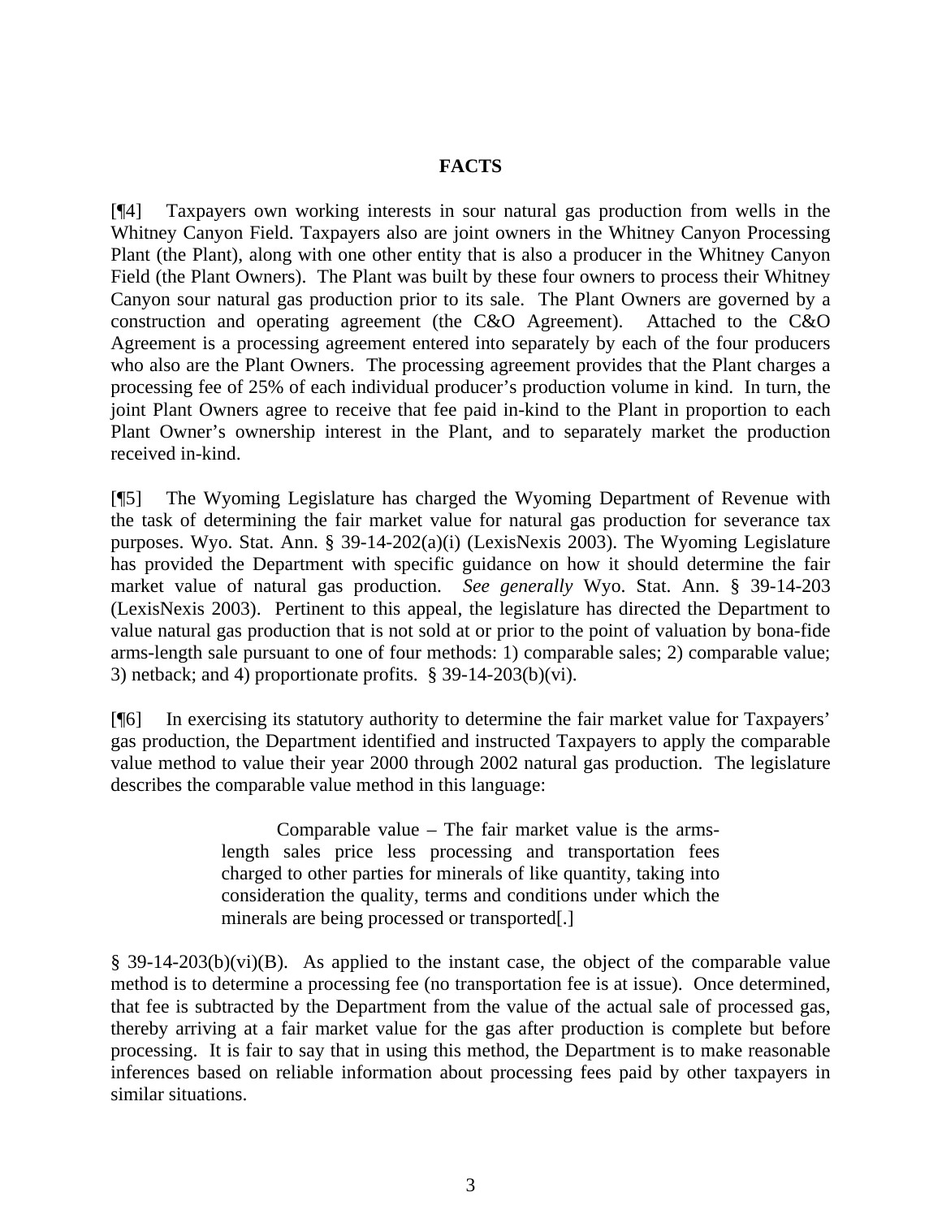**FACTS**

[¶4] Taxpayers own working interests in sour natural gas production from wells in the Whitney Canyon Field. Taxpayers also are joint owners in the Whitney Canyon Processing Plant (the Plant), along with one other entity that is also a producer in the Whitney Canyon Field (the Plant Owners). The Plant was built by these four owners to process their Whitney Canyon sour natural gas production prior to its sale. The Plant Owners are governed by a construction and operating agreement (the C&O Agreement). Attached to the C&O Agreement is a processing agreement entered into separately by each of the four producers who also are the Plant Owners. The processing agreement provides that the Plant charges a processing fee of 25% of each individual producer's production volume in kind. In turn, the joint Plant Owners agree to receive that fee paid in-kind to the Plant in proportion to each Plant Owner's ownership interest in the Plant, and to separately market the production received in-kind.

[¶5] The Wyoming Legislature has charged the Wyoming Department of Revenue with the task of determining the fair market value for natural gas production for severance tax purposes. Wyo. Stat. Ann. § 39-14-202(a)(i) (LexisNexis 2003). The Wyoming Legislature has provided the Department with specific guidance on how it should determine the fair market value of natural gas production. *See generally* Wyo. Stat. Ann. § 39-14-203 (LexisNexis 2003). Pertinent to this appeal, the legislature has directed the Department to value natural gas production that is not sold at or prior to the point of valuation by bona-fide arms-length sale pursuant to one of four methods: 1) comparable sales; 2) comparable value; 3) netback; and 4) proportionate profits. § 39-14-203(b)(vi).

[¶6] In exercising its statutory authority to determine the fair market value for Taxpayers' gas production, the Department identified and instructed Taxpayers to apply the comparable value method to value their year 2000 through 2002 natural gas production. The legislature describes the comparable value method in this language:

> Comparable value – The fair market value is the arms-length sales price less processing and transportation fees charged to other parties for minerals of like quantity, taking into consideration the quality, terms and conditions under which the minerals are being processed or transported[.]

§ 39-14-203(b)(vi)(B). As applied to the instant case, the object of the comparable value method is to determine a processing fee (no transportation fee is at issue). Once determined, that fee is subtracted by the Department from the value of the actual sale of processed gas, thereby arriving at a fair market value for the gas after production is complete but before processing. It is fair to say that in using this method, the Department is to make reasonable inferences based on reliable information about processing fees paid by other taxpayers in similar situations.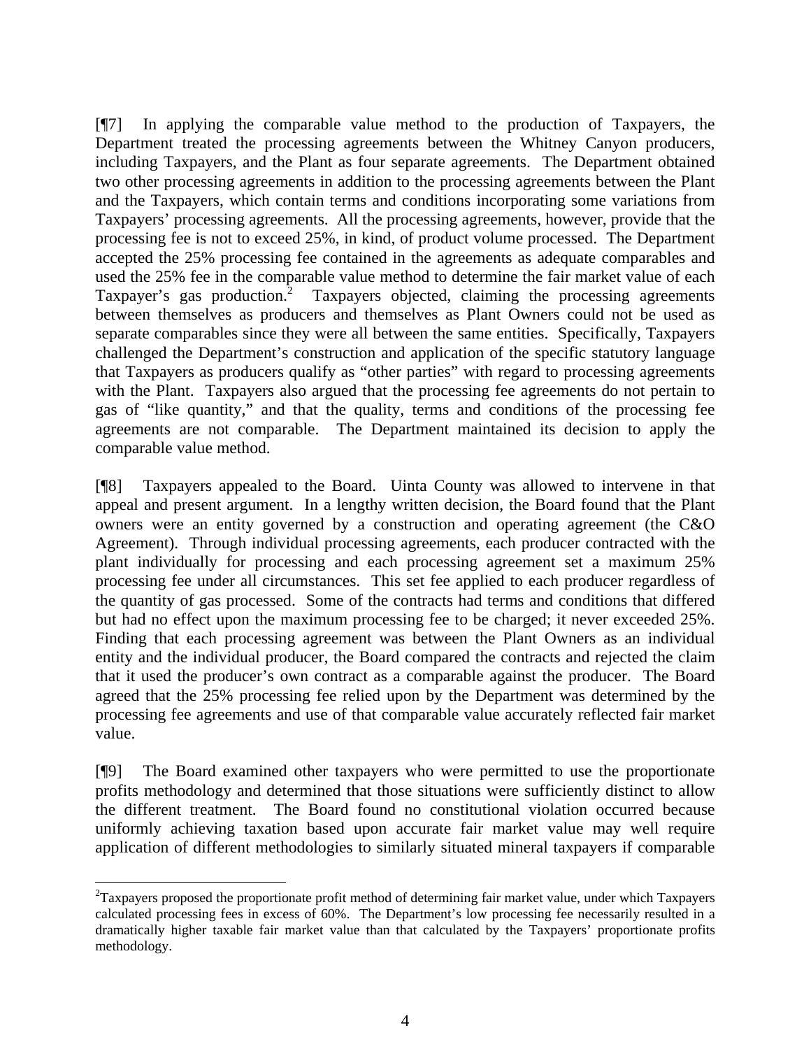[¶7] In applying the comparable value method to the production of Taxpayers, the Department treated the processing agreements between the Whitney Canyon producers, including Taxpayers, and the Plant as four separate agreements. The Department obtained two other processing agreements in addition to the processing agreements between the Plant and the Taxpayers, which contain terms and conditions incorporating some variations from Taxpayers' processing agreements. All the processing agreements, however, provide that the processing fee is not to exceed 25%, in kind, of product volume processed. The Department accepted the 25% processing fee contained in the agreements as adequate comparables and used the 25% fee in the comparable value method to determine the fair market value of each Taxpayer's gas production.[2] Taxpayers objected, claiming the processing agreements between themselves as producers and themselves as Plant Owners could not be used as separate comparables since they were all between the same entities. Specifically, Taxpayers challenged the Department's construction and application of the specific statutory language that Taxpayers as producers qualify as "other parties" with regard to processing agreements with the Plant. Taxpayers also argued that the processing fee agreements do not pertain to gas of "like quantity," and that the quality, terms and conditions of the processing fee agreements are not comparable. The Department maintained its decision to apply the comparable value method.

[¶8] Taxpayers appealed to the Board. Uinta County was allowed to intervene in that appeal and present argument. In a lengthy written decision, the Board found that the Plant owners were an entity governed by a construction and operating agreement (the C&O Agreement). Through individual processing agreements, each producer contracted with the plant individually for processing and each processing agreement set a maximum 25% processing fee under all circumstances. This set fee applied to each producer regardless of the quantity of gas processed. Some of the contracts had terms and conditions that differed but had no effect upon the maximum processing fee to be charged; it never exceeded 25%. Finding that each processing agreement was between the Plant Owners as an individual entity and the individual producer, the Board compared the contracts and rejected the claim that it used the producer's own contract as a comparable against the producer. The Board agreed that the 25% processing fee relied upon by the Department was determined by the processing fee agreements and use of that comparable value accurately reflected fair market value.

[¶9] The Board examined other taxpayers who were permitted to use the proportionate profits methodology and determined that those situations were sufficiently distinct to allow the different treatment. The Board found no constitutional violation occurred because uniformly achieving taxation based upon accurate fair market value may well require application of different methodologies to similarly situated mineral taxpayers if comparable

---

[2]Taxpayers proposed the proportionate profit method of determining fair market value, under which Taxpayers calculated processing fees in excess of 60%. The Department's low processing fee necessarily resulted in a dramatically higher taxable fair market value than that calculated by the Taxpayers' proportionate profits methodology.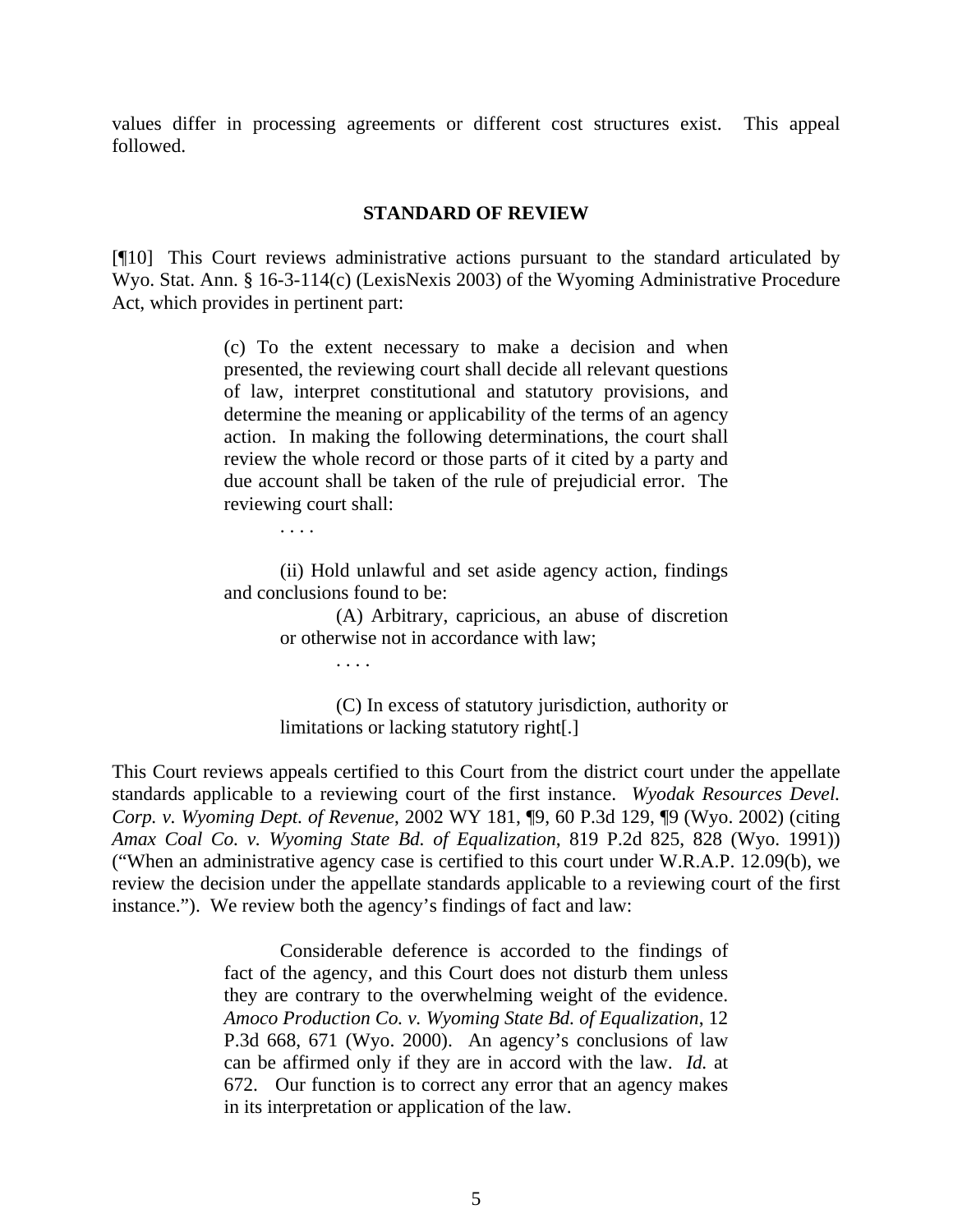values differ in processing agreements or different cost structures exist. This appeal followed.

## STANDARD OF REVIEW

[¶10] This Court reviews administrative actions pursuant to the standard articulated by Wyo. Stat. Ann. § 16-3-114(c) (LexisNexis 2003) of the Wyoming Administrative Procedure Act, which provides in pertinent part:

> (c) To the extent necessary to make a decision and when presented, the reviewing court shall decide all relevant questions of law, interpret constitutional and statutory provisions, and determine the meaning or applicability of the terms of an agency action. In making the following determinations, the court shall review the whole record or those parts of it cited by a party and due account shall be taken of the rule of prejudicial error. The reviewing court shall:
>
> . . . .
>
> (ii) Hold unlawful and set aside agency action, findings and conclusions found to be:
>
> (A) Arbitrary, capricious, an abuse of discretion or otherwise not in accordance with law;
>
> . . . .
>
> (C) In excess of statutory jurisdiction, authority or limitations or lacking statutory right[.]

This Court reviews appeals certified to this Court from the district court under the appellate standards applicable to a reviewing court of the first instance. *Wyodak Resources Devel. Corp. v. Wyoming Dept. of Revenue*, 2002 WY 181, ¶9, 60 P.3d 129, ¶9 (Wyo. 2002) (citing *Amax Coal Co. v. Wyoming State Bd. of Equalization*, 819 P.2d 825, 828 (Wyo. 1991)) ("When an administrative agency case is certified to this court under W.R.A.P. 12.09(b), we review the decision under the appellate standards applicable to a reviewing court of the first instance."). We review both the agency's findings of fact and law:

> Considerable deference is accorded to the findings of fact of the agency, and this Court does not disturb them unless they are contrary to the overwhelming weight of the evidence. *Amoco Production Co. v. Wyoming State Bd. of Equalization*, 12 P.3d 668, 671 (Wyo. 2000). An agency's conclusions of law can be affirmed only if they are in accord with the law. *Id.* at 672. Our function is to correct any error that an agency makes in its interpretation or application of the law.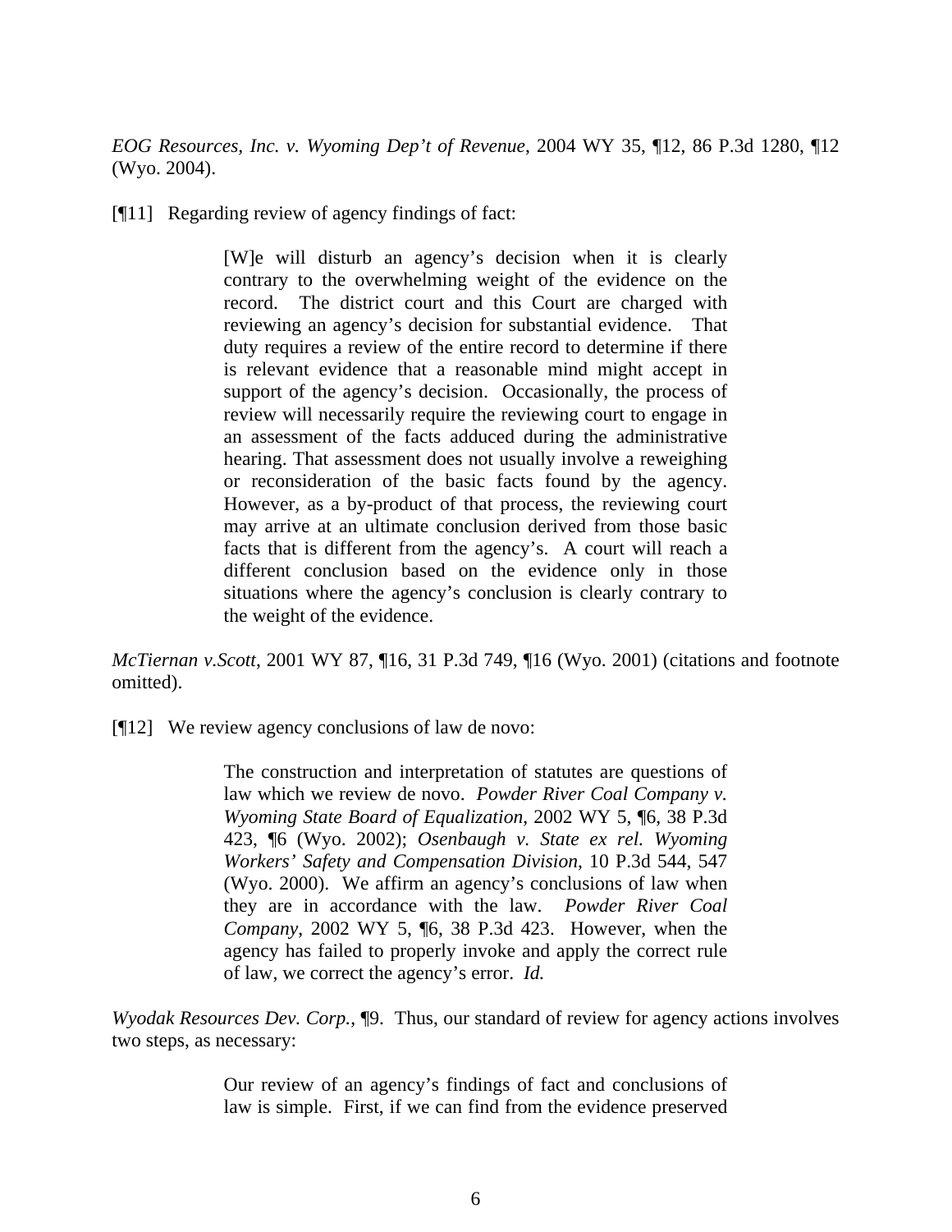*EOG Resources, Inc. v. Wyoming Dep't of Revenue*, 2004 WY 35, ¶12, 86 P.3d 1280, ¶12 (Wyo. 2004).

[¶11] Regarding review of agency findings of fact:

> [W]e will disturb an agency's decision when it is clearly contrary to the overwhelming weight of the evidence on the record. The district court and this Court are charged with reviewing an agency's decision for substantial evidence. That duty requires a review of the entire record to determine if there is relevant evidence that a reasonable mind might accept in support of the agency's decision. Occasionally, the process of review will necessarily require the reviewing court to engage in an assessment of the facts adduced during the administrative hearing. That assessment does not usually involve a reweighing or reconsideration of the basic facts found by the agency. However, as a by-product of that process, the reviewing court may arrive at an ultimate conclusion derived from those basic facts that is different from the agency's. A court will reach a different conclusion based on the evidence only in those situations where the agency's conclusion is clearly contrary to the weight of the evidence.

*McTiernan v.Scott*, 2001 WY 87, ¶16, 31 P.3d 749, ¶16 (Wyo. 2001) (citations and footnote omitted).

[¶12] We review agency conclusions of law de novo:

> The construction and interpretation of statutes are questions of law which we review de novo. *Powder River Coal Company v. Wyoming State Board of Equalization*, 2002 WY 5, ¶6, 38 P.3d 423, ¶6 (Wyo. 2002); *Osenbaugh v. State ex rel. Wyoming Workers' Safety and Compensation Division*, 10 P.3d 544, 547 (Wyo. 2000). We affirm an agency's conclusions of law when they are in accordance with the law. *Powder River Coal Company*, 2002 WY 5, ¶6, 38 P.3d 423. However, when the agency has failed to properly invoke and apply the correct rule of law, we correct the agency's error. *Id.*

*Wyodak Resources Dev. Corp.*, ¶9. Thus, our standard of review for agency actions involves two steps, as necessary:

> Our review of an agency's findings of fact and conclusions of law is simple. First, if we can find from the evidence preserved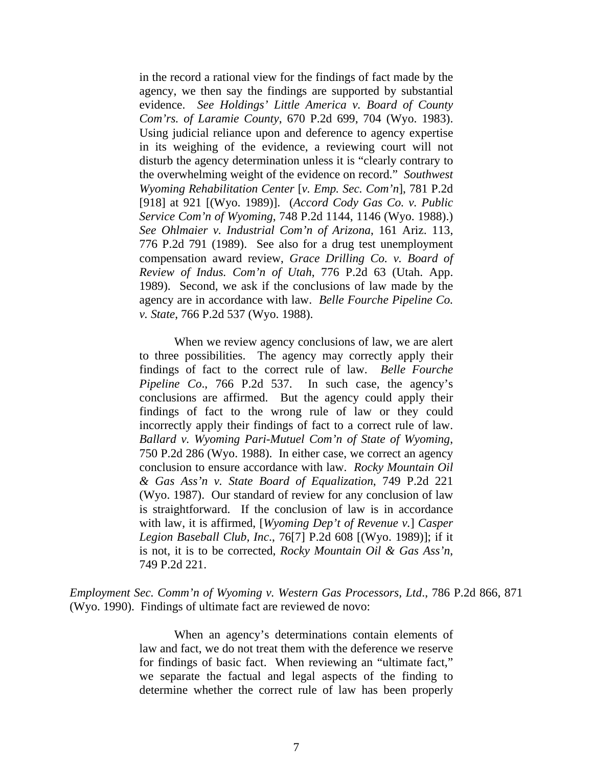> in the record a rational view for the findings of fact made by the agency, we then say the findings are supported by substantial evidence. *See Holdings' Little America v. Board of County Com'rs. of Laramie County*, 670 P.2d 699, 704 (Wyo. 1983). Using judicial reliance upon and deference to agency expertise in its weighing of the evidence, a reviewing court will not disturb the agency determination unless it is "clearly contrary to the overwhelming weight of the evidence on record." *Southwest Wyoming Rehabilitation Center* [*v. Emp. Sec. Com'n*], 781 P.2d [918] at 921 [(Wyo. 1989)]. (*Accord Cody Gas Co. v. Public Service Com'n of Wyoming*, 748 P.2d 1144, 1146 (Wyo. 1988).) *See Ohlmaier v. Industrial Com'n of Arizona*, 161 Ariz. 113, 776 P.2d 791 (1989). See also for a drug test unemployment compensation award review, *Grace Drilling Co. v. Board of Review of Indus. Com'n of Utah*, 776 P.2d 63 (Utah. App. 1989). Second, we ask if the conclusions of law made by the agency are in accordance with law. *Belle Fourche Pipeline Co. v. State*, 766 P.2d 537 (Wyo. 1988).
>
> When we review agency conclusions of law, we are alert to three possibilities. The agency may correctly apply their findings of fact to the correct rule of law. *Belle Fourche Pipeline Co.*, 766 P.2d 537. In such case, the agency's conclusions are affirmed. But the agency could apply their findings of fact to the wrong rule of law or they could incorrectly apply their findings of fact to a correct rule of law. *Ballard v. Wyoming Pari-Mutuel Com'n of State of Wyoming*, 750 P.2d 286 (Wyo. 1988). In either case, we correct an agency conclusion to ensure accordance with law. *Rocky Mountain Oil & Gas Ass'n v. State Board of Equalization*, 749 P.2d 221 (Wyo. 1987). Our standard of review for any conclusion of law is straightforward. If the conclusion of law is in accordance with law, it is affirmed, [*Wyoming Dep't of Revenue v.*] *Casper Legion Baseball Club, Inc.*, 76[7] P.2d 608 [(Wyo. 1989)]; if it is not, it is to be corrected, *Rocky Mountain Oil & Gas Ass'n*, 749 P.2d 221.

*Employment Sec. Comm'n of Wyoming v. Western Gas Processors, Ltd.*, 786 P.2d 866, 871 (Wyo. 1990). Findings of ultimate fact are reviewed de novo:

> When an agency's determinations contain elements of law and fact, we do not treat them with the deference we reserve for findings of basic fact. When reviewing an "ultimate fact," we separate the factual and legal aspects of the finding to determine whether the correct rule of law has been properly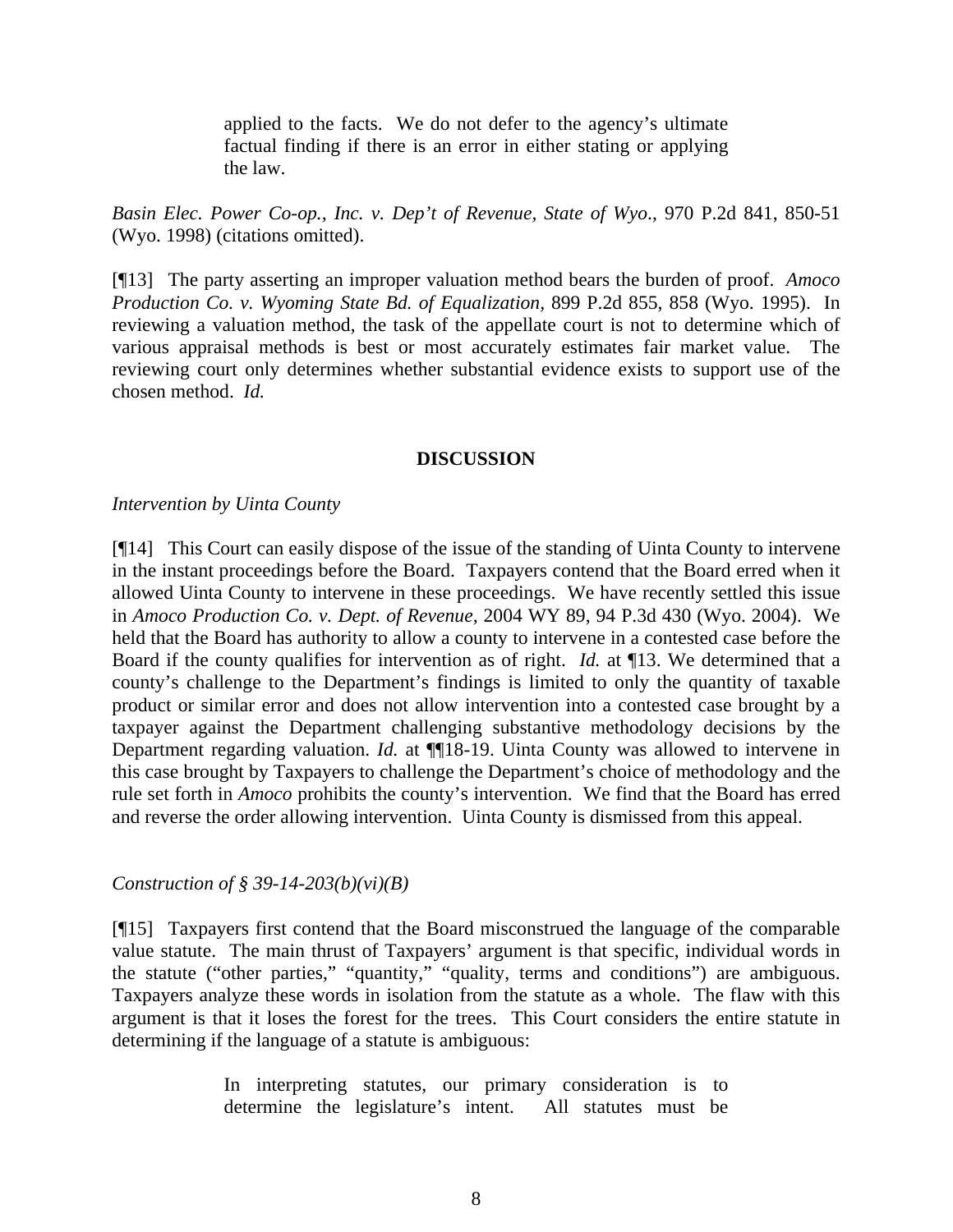> applied to the facts. We do not defer to the agency's ultimate factual finding if there is an error in either stating or applying the law.

*Basin Elec. Power Co-op., Inc. v. Dep't of Revenue, State of Wyo.*, 970 P.2d 841, 850-51 (Wyo. 1998) (citations omitted).

[¶13] The party asserting an improper valuation method bears the burden of proof. *Amoco Production Co. v. Wyoming State Bd. of Equalization*, 899 P.2d 855, 858 (Wyo. 1995). In reviewing a valuation method, the task of the appellate court is not to determine which of various appraisal methods is best or most accurately estimates fair market value. The reviewing court only determines whether substantial evidence exists to support use of the chosen method. *Id.*

## DISCUSSION

*Intervention by Uinta County*

[¶14] This Court can easily dispose of the issue of the standing of Uinta County to intervene in the instant proceedings before the Board. Taxpayers contend that the Board erred when it allowed Uinta County to intervene in these proceedings. We have recently settled this issue in *Amoco Production Co. v. Dept. of Revenue,* 2004 WY 89, 94 P.3d 430 (Wyo. 2004). We held that the Board has authority to allow a county to intervene in a contested case before the Board if the county qualifies for intervention as of right. *Id.* at ¶13. We determined that a county's challenge to the Department's findings is limited to only the quantity of taxable product or similar error and does not allow intervention into a contested case brought by a taxpayer against the Department challenging substantive methodology decisions by the Department regarding valuation. *Id.* at ¶¶18-19. Uinta County was allowed to intervene in this case brought by Taxpayers to challenge the Department's choice of methodology and the rule set forth in *Amoco* prohibits the county's intervention. We find that the Board has erred and reverse the order allowing intervention. Uinta County is dismissed from this appeal.

*Construction of § 39-14-203(b)(vi)(B)*

[¶15] Taxpayers first contend that the Board misconstrued the language of the comparable value statute. The main thrust of Taxpayers' argument is that specific, individual words in the statute ("other parties," "quantity," "quality, terms and conditions") are ambiguous. Taxpayers analyze these words in isolation from the statute as a whole. The flaw with this argument is that it loses the forest for the trees. This Court considers the entire statute in determining if the language of a statute is ambiguous:

> In interpreting statutes, our primary consideration is to determine the legislature's intent. All statutes must be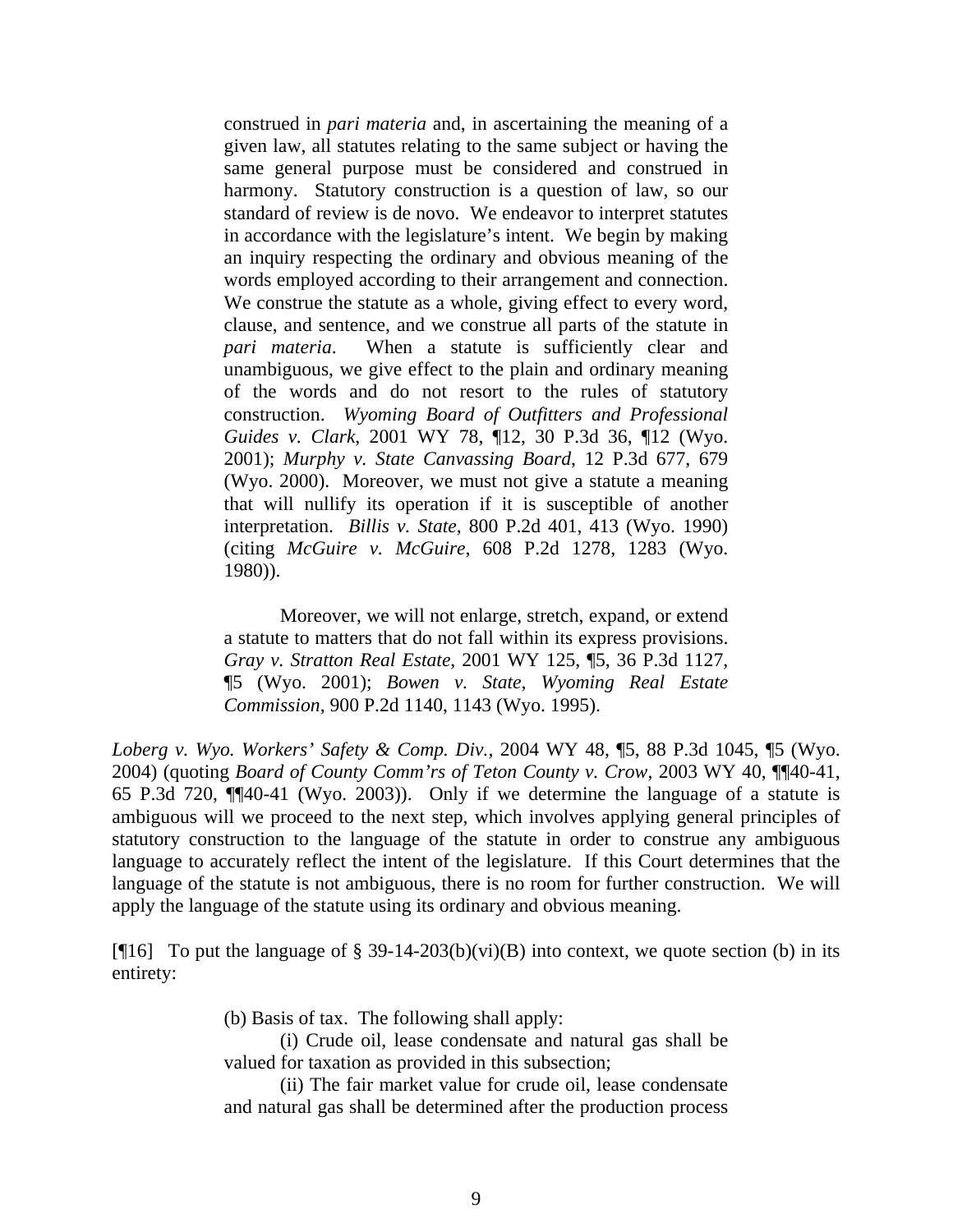> construed in *pari materia* and, in ascertaining the meaning of a given law, all statutes relating to the same subject or having the same general purpose must be considered and construed in harmony. Statutory construction is a question of law, so our standard of review is de novo. We endeavor to interpret statutes in accordance with the legislature's intent. We begin by making an inquiry respecting the ordinary and obvious meaning of the words employed according to their arrangement and connection. We construe the statute as a whole, giving effect to every word, clause, and sentence, and we construe all parts of the statute in *pari materia*. When a statute is sufficiently clear and unambiguous, we give effect to the plain and ordinary meaning of the words and do not resort to the rules of statutory construction. *Wyoming Board of Outfitters and Professional Guides v. Clark*, 2001 WY 78, ¶12, 30 P.3d 36, ¶12 (Wyo. 2001); *Murphy v. State Canvassing Board*, 12 P.3d 677, 679 (Wyo. 2000). Moreover, we must not give a statute a meaning that will nullify its operation if it is susceptible of another interpretation. *Billis v. State*, 800 P.2d 401, 413 (Wyo. 1990) (citing *McGuire v. McGuire*, 608 P.2d 1278, 1283 (Wyo. 1980)).
>
> Moreover, we will not enlarge, stretch, expand, or extend a statute to matters that do not fall within its express provisions. *Gray v. Stratton Real Estate*, 2001 WY 125, ¶5, 36 P.3d 1127, ¶5 (Wyo. 2001); *Bowen v. State, Wyoming Real Estate Commission*, 900 P.2d 1140, 1143 (Wyo. 1995).

*Loberg v. Wyo. Workers' Safety & Comp. Div.*, 2004 WY 48, ¶5, 88 P.3d 1045, ¶5 (Wyo. 2004) (quoting *Board of County Comm'rs of Teton County v. Crow*, 2003 WY 40, ¶¶40-41, 65 P.3d 720, ¶¶40-41 (Wyo. 2003)). Only if we determine the language of a statute is ambiguous will we proceed to the next step, which involves applying general principles of statutory construction to the language of the statute in order to construe any ambiguous language to accurately reflect the intent of the legislature. If this Court determines that the language of the statute is not ambiguous, there is no room for further construction. We will apply the language of the statute using its ordinary and obvious meaning.

[¶16] To put the language of § 39-14-203(b)(vi)(B) into context, we quote section (b) in its entirety:

> (b) Basis of tax. The following shall apply:
>
> (i) Crude oil, lease condensate and natural gas shall be valued for taxation as provided in this subsection;
>
> (ii) The fair market value for crude oil, lease condensate and natural gas shall be determined after the production process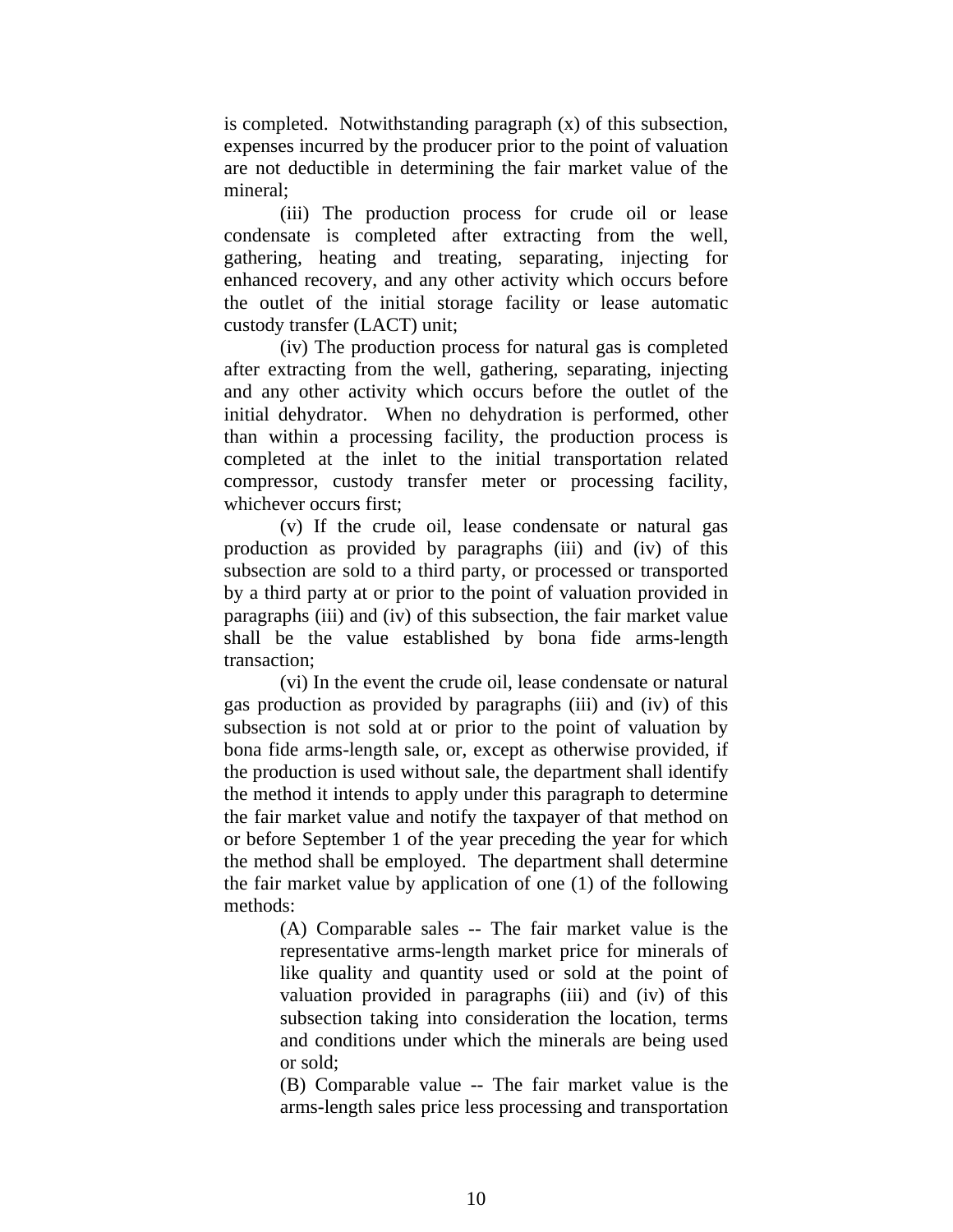is completed. Notwithstanding paragraph (x) of this subsection, expenses incurred by the producer prior to the point of valuation are not deductible in determining the fair market value of the mineral;

(iii) The production process for crude oil or lease condensate is completed after extracting from the well, gathering, heating and treating, separating, injecting for enhanced recovery, and any other activity which occurs before the outlet of the initial storage facility or lease automatic custody transfer (LACT) unit;

(iv) The production process for natural gas is completed after extracting from the well, gathering, separating, injecting and any other activity which occurs before the outlet of the initial dehydrator. When no dehydration is performed, other than within a processing facility, the production process is completed at the inlet to the initial transportation related compressor, custody transfer meter or processing facility, whichever occurs first;

(v) If the crude oil, lease condensate or natural gas production as provided by paragraphs (iii) and (iv) of this subsection are sold to a third party, or processed or transported by a third party at or prior to the point of valuation provided in paragraphs (iii) and (iv) of this subsection, the fair market value shall be the value established by bona fide arms-length transaction;

(vi) In the event the crude oil, lease condensate or natural gas production as provided by paragraphs (iii) and (iv) of this subsection is not sold at or prior to the point of valuation by bona fide arms-length sale, or, except as otherwise provided, if the production is used without sale, the department shall identify the method it intends to apply under this paragraph to determine the fair market value and notify the taxpayer of that method on or before September 1 of the year preceding the year for which the method shall be employed. The department shall determine the fair market value by application of one (1) of the following methods:

(A) Comparable sales -- The fair market value is the representative arms-length market price for minerals of like quality and quantity used or sold at the point of valuation provided in paragraphs (iii) and (iv) of this subsection taking into consideration the location, terms and conditions under which the minerals are being used or sold;

(B) Comparable value -- The fair market value is the arms-length sales price less processing and transportation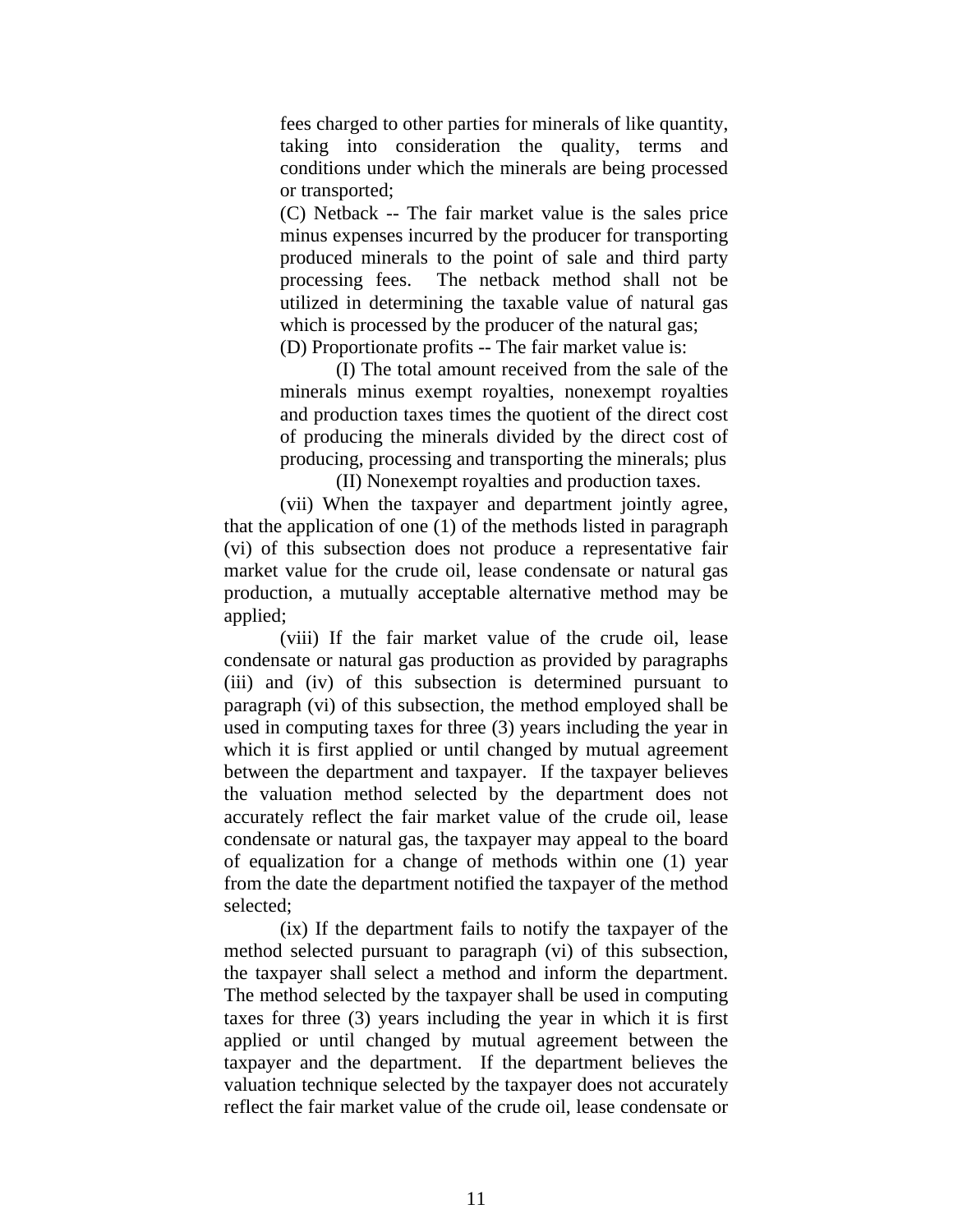fees charged to other parties for minerals of like quantity, taking into consideration the quality, terms and conditions under which the minerals are being processed or transported;

(C) Netback -- The fair market value is the sales price minus expenses incurred by the producer for transporting produced minerals to the point of sale and third party processing fees. The netback method shall not be utilized in determining the taxable value of natural gas which is processed by the producer of the natural gas;

(D) Proportionate profits -- The fair market value is:

(I) The total amount received from the sale of the minerals minus exempt royalties, nonexempt royalties and production taxes times the quotient of the direct cost of producing the minerals divided by the direct cost of producing, processing and transporting the minerals; plus

(II) Nonexempt royalties and production taxes.

(vii) When the taxpayer and department jointly agree, that the application of one (1) of the methods listed in paragraph (vi) of this subsection does not produce a representative fair market value for the crude oil, lease condensate or natural gas production, a mutually acceptable alternative method may be applied;

(viii) If the fair market value of the crude oil, lease condensate or natural gas production as provided by paragraphs (iii) and (iv) of this subsection is determined pursuant to paragraph (vi) of this subsection, the method employed shall be used in computing taxes for three (3) years including the year in which it is first applied or until changed by mutual agreement between the department and taxpayer. If the taxpayer believes the valuation method selected by the department does not accurately reflect the fair market value of the crude oil, lease condensate or natural gas, the taxpayer may appeal to the board of equalization for a change of methods within one (1) year from the date the department notified the taxpayer of the method selected;

(ix) If the department fails to notify the taxpayer of the method selected pursuant to paragraph (vi) of this subsection, the taxpayer shall select a method and inform the department. The method selected by the taxpayer shall be used in computing taxes for three (3) years including the year in which it is first applied or until changed by mutual agreement between the taxpayer and the department. If the department believes the valuation technique selected by the taxpayer does not accurately reflect the fair market value of the crude oil, lease condensate or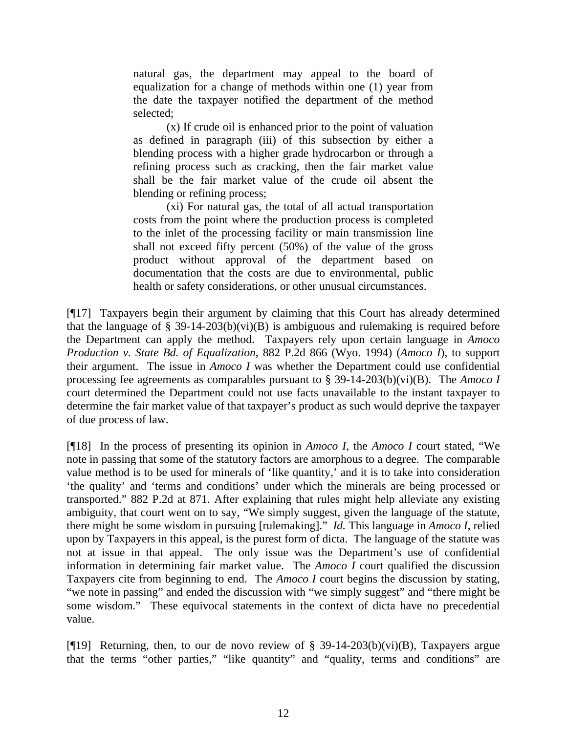> natural gas, the department may appeal to the board of equalization for a change of methods within one (1) year from the date the taxpayer notified the department of the method selected;
>
> (x) If crude oil is enhanced prior to the point of valuation as defined in paragraph (iii) of this subsection by either a blending process with a higher grade hydrocarbon or through a refining process such as cracking, then the fair market value shall be the fair market value of the crude oil absent the blending or refining process;
>
> (xi) For natural gas, the total of all actual transportation costs from the point where the production process is completed to the inlet of the processing facility or main transmission line shall not exceed fifty percent (50%) of the value of the gross product without approval of the department based on documentation that the costs are due to environmental, public health or safety considerations, or other unusual circumstances.

[¶17] Taxpayers begin their argument by claiming that this Court has already determined that the language of § 39-14-203(b)(vi)(B) is ambiguous and rulemaking is required before the Department can apply the method. Taxpayers rely upon certain language in *Amoco Production v. State Bd. of Equalization*, 882 P.2d 866 (Wyo. 1994) (*Amoco I*), to support their argument. The issue in *Amoco I* was whether the Department could use confidential processing fee agreements as comparables pursuant to § 39-14-203(b)(vi)(B). The *Amoco I* court determined the Department could not use facts unavailable to the instant taxpayer to determine the fair market value of that taxpayer's product as such would deprive the taxpayer of due process of law.

[¶18] In the process of presenting its opinion in *Amoco I*, the *Amoco I* court stated, "We note in passing that some of the statutory factors are amorphous to a degree. The comparable value method is to be used for minerals of 'like quantity,' and it is to take into consideration 'the quality' and 'terms and conditions' under which the minerals are being processed or transported." 882 P.2d at 871. After explaining that rules might help alleviate any existing ambiguity, that court went on to say, "We simply suggest, given the language of the statute, there might be some wisdom in pursuing [rulemaking]." *Id.* This language in *Amoco I*, relied upon by Taxpayers in this appeal, is the purest form of dicta. The language of the statute was not at issue in that appeal. The only issue was the Department's use of confidential information in determining fair market value. The *Amoco I* court qualified the discussion Taxpayers cite from beginning to end. The *Amoco I* court begins the discussion by stating, "we note in passing" and ended the discussion with "we simply suggest" and "there might be some wisdom." These equivocal statements in the context of dicta have no precedential value.

[¶19] Returning, then, to our de novo review of § 39-14-203(b)(vi)(B), Taxpayers argue that the terms "other parties," "like quantity" and "quality, terms and conditions" are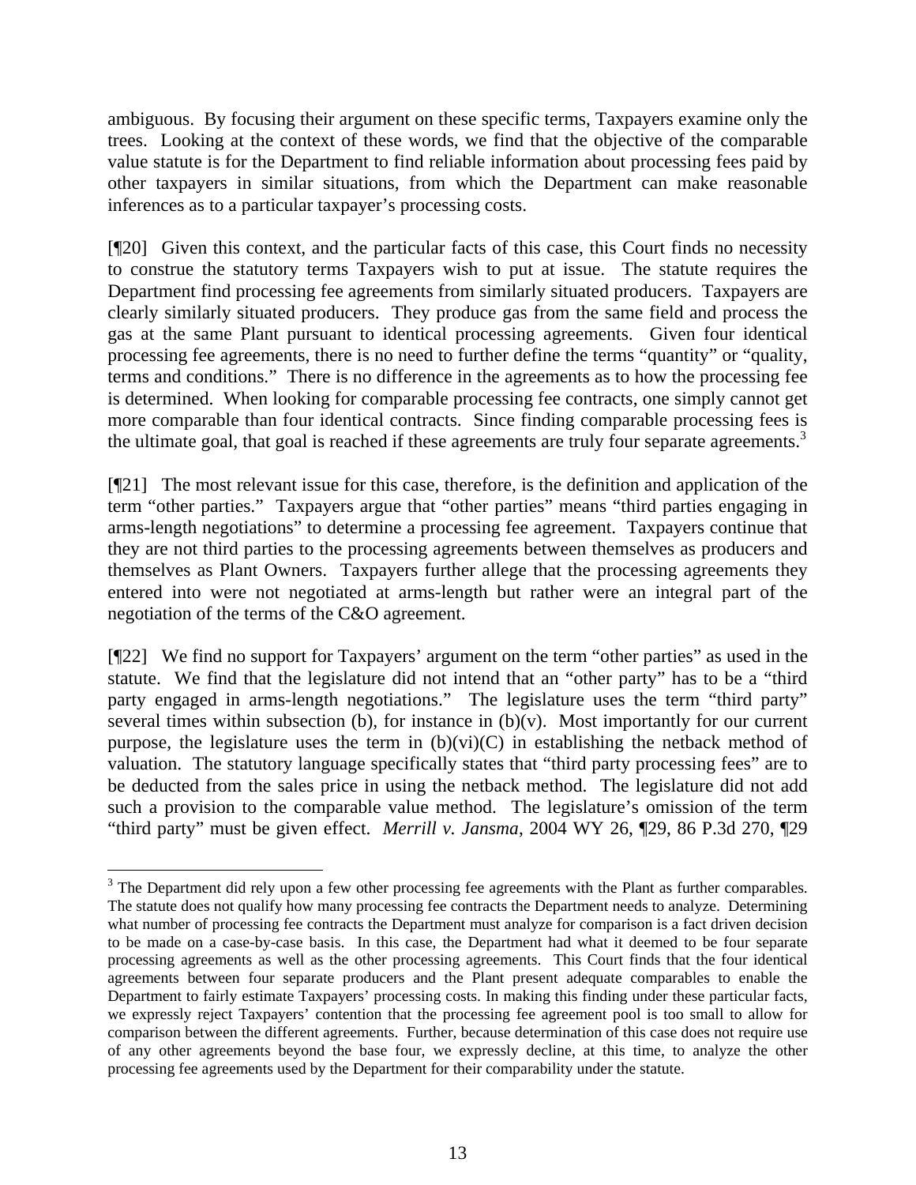ambiguous. By focusing their argument on these specific terms, Taxpayers examine only the trees. Looking at the context of these words, we find that the objective of the comparable value statute is for the Department to find reliable information about processing fees paid by other taxpayers in similar situations, from which the Department can make reasonable inferences as to a particular taxpayer's processing costs.

[¶20] Given this context, and the particular facts of this case, this Court finds no necessity to construe the statutory terms Taxpayers wish to put at issue. The statute requires the Department find processing fee agreements from similarly situated producers. Taxpayers are clearly similarly situated producers. They produce gas from the same field and process the gas at the same Plant pursuant to identical processing agreements. Given four identical processing fee agreements, there is no need to further define the terms "quantity" or "quality, terms and conditions." There is no difference in the agreements as to how the processing fee is determined. When looking for comparable processing fee contracts, one simply cannot get more comparable than four identical contracts. Since finding comparable processing fees is the ultimate goal, that goal is reached if these agreements are truly four separate agreements.[3]

[¶21] The most relevant issue for this case, therefore, is the definition and application of the term "other parties." Taxpayers argue that "other parties" means "third parties engaging in arms-length negotiations" to determine a processing fee agreement. Taxpayers continue that they are not third parties to the processing agreements between themselves as producers and themselves as Plant Owners. Taxpayers further allege that the processing agreements they entered into were not negotiated at arms-length but rather were an integral part of the negotiation of the terms of the C&O agreement.

[¶22] We find no support for Taxpayers' argument on the term "other parties" as used in the statute. We find that the legislature did not intend that an "other party" has to be a "third party engaged in arms-length negotiations." The legislature uses the term "third party" several times within subsection (b), for instance in (b)(v). Most importantly for our current purpose, the legislature uses the term in (b)(vi)(C) in establishing the netback method of valuation. The statutory language specifically states that "third party processing fees" are to be deducted from the sales price in using the netback method. The legislature did not add such a provision to the comparable value method. The legislature's omission of the term "third party" must be given effect. *Merrill v. Jansma*, 2004 WY 26, ¶29, 86 P.3d 270, ¶29

---

[3] The Department did rely upon a few other processing fee agreements with the Plant as further comparables. The statute does not qualify how many processing fee contracts the Department needs to analyze. Determining what number of processing fee contracts the Department must analyze for comparison is a fact driven decision to be made on a case-by-case basis. In this case, the Department had what it deemed to be four separate processing agreements as well as the other processing agreements. This Court finds that the four identical agreements between four separate producers and the Plant present adequate comparables to enable the Department to fairly estimate Taxpayers' processing costs. In making this finding under these particular facts, we expressly reject Taxpayers' contention that the processing fee agreement pool is too small to allow for comparison between the different agreements. Further, because determination of this case does not require use of any other agreements beyond the base four, we expressly decline, at this time, to analyze the other processing fee agreements used by the Department for their comparability under the statute.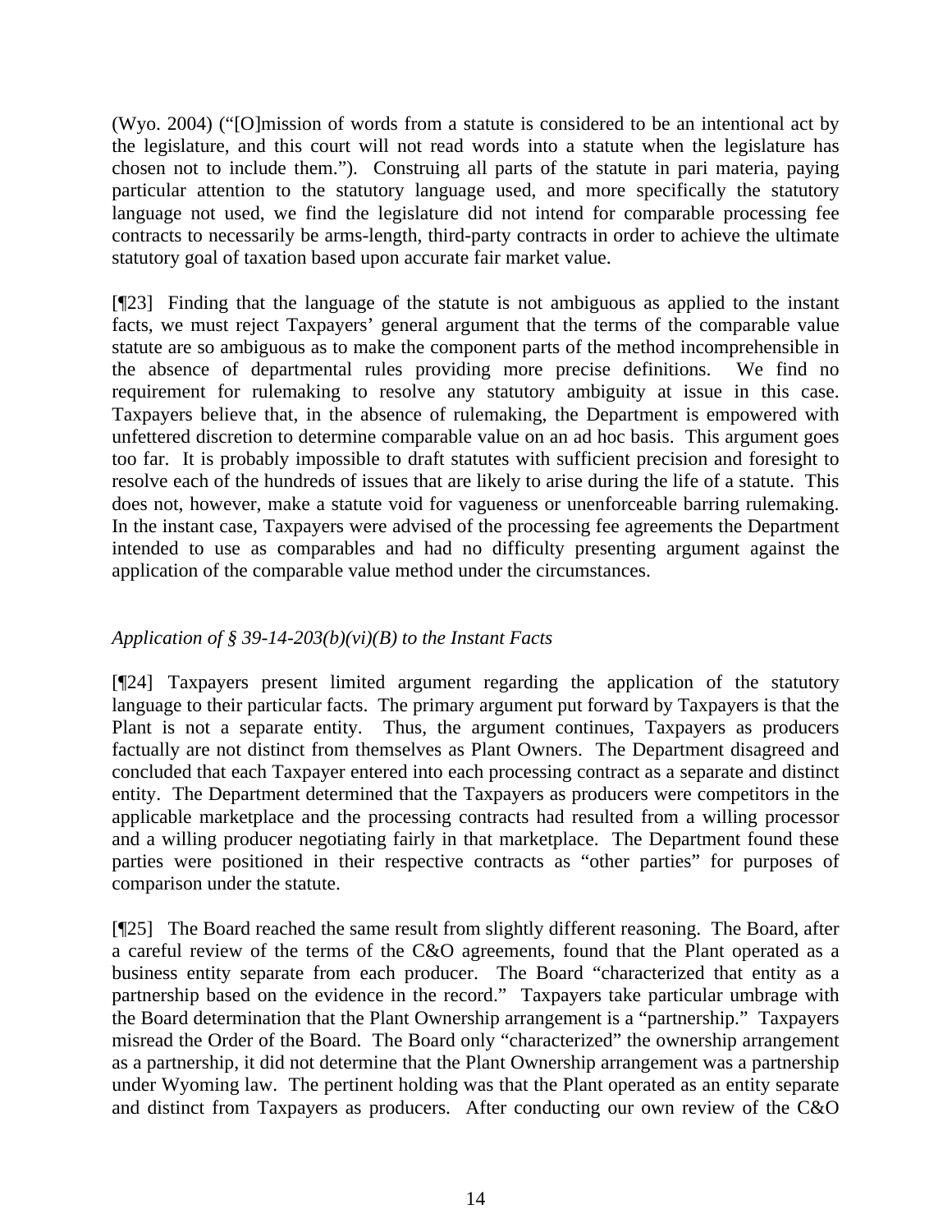(Wyo. 2004) ("[O]mission of words from a statute is considered to be an intentional act by the legislature, and this court will not read words into a statute when the legislature has chosen not to include them."). Construing all parts of the statute in pari materia, paying particular attention to the statutory language used, and more specifically the statutory language not used, we find the legislature did not intend for comparable processing fee contracts to necessarily be arms-length, third-party contracts in order to achieve the ultimate statutory goal of taxation based upon accurate fair market value.

[¶23] Finding that the language of the statute is not ambiguous as applied to the instant facts, we must reject Taxpayers' general argument that the terms of the comparable value statute are so ambiguous as to make the component parts of the method incomprehensible in the absence of departmental rules providing more precise definitions. We find no requirement for rulemaking to resolve any statutory ambiguity at issue in this case. Taxpayers believe that, in the absence of rulemaking, the Department is empowered with unfettered discretion to determine comparable value on an ad hoc basis. This argument goes too far. It is probably impossible to draft statutes with sufficient precision and foresight to resolve each of the hundreds of issues that are likely to arise during the life of a statute. This does not, however, make a statute void for vagueness or unenforceable barring rulemaking. In the instant case, Taxpayers were advised of the processing fee agreements the Department intended to use as comparables and had no difficulty presenting argument against the application of the comparable value method under the circumstances.

*Application of § 39-14-203(b)(vi)(B) to the Instant Facts*

[¶24] Taxpayers present limited argument regarding the application of the statutory language to their particular facts. The primary argument put forward by Taxpayers is that the Plant is not a separate entity. Thus, the argument continues, Taxpayers as producers factually are not distinct from themselves as Plant Owners. The Department disagreed and concluded that each Taxpayer entered into each processing contract as a separate and distinct entity. The Department determined that the Taxpayers as producers were competitors in the applicable marketplace and the processing contracts had resulted from a willing processor and a willing producer negotiating fairly in that marketplace. The Department found these parties were positioned in their respective contracts as "other parties" for purposes of comparison under the statute.

[¶25] The Board reached the same result from slightly different reasoning. The Board, after a careful review of the terms of the C&O agreements, found that the Plant operated as a business entity separate from each producer. The Board "characterized that entity as a partnership based on the evidence in the record." Taxpayers take particular umbrage with the Board determination that the Plant Ownership arrangement is a "partnership." Taxpayers misread the Order of the Board. The Board only "characterized" the ownership arrangement as a partnership, it did not determine that the Plant Ownership arrangement was a partnership under Wyoming law. The pertinent holding was that the Plant operated as an entity separate and distinct from Taxpayers as producers. After conducting our own review of the C&O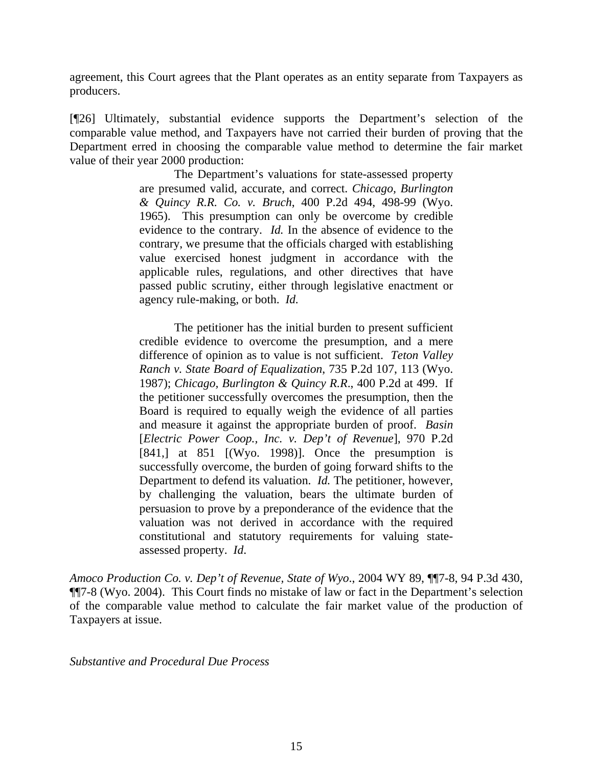agreement, this Court agrees that the Plant operates as an entity separate from Taxpayers as producers.

[¶26] Ultimately, substantial evidence supports the Department's selection of the comparable value method, and Taxpayers have not carried their burden of proving that the Department erred in choosing the comparable value method to determine the fair market value of their year 2000 production:

> The Department's valuations for state-assessed property are presumed valid, accurate, and correct. *Chicago, Burlington & Quincy R.R. Co. v. Bruch*, 400 P.2d 494, 498-99 (Wyo. 1965). This presumption can only be overcome by credible evidence to the contrary. *Id.* In the absence of evidence to the contrary, we presume that the officials charged with establishing value exercised honest judgment in accordance with the applicable rules, regulations, and other directives that have passed public scrutiny, either through legislative enactment or agency rule-making, or both. *Id.*
>
> The petitioner has the initial burden to present sufficient credible evidence to overcome the presumption, and a mere difference of opinion as to value is not sufficient. *Teton Valley Ranch v. State Board of Equalization*, 735 P.2d 107, 113 (Wyo. 1987); *Chicago, Burlington & Quincy R.R.*, 400 P.2d at 499. If the petitioner successfully overcomes the presumption, then the Board is required to equally weigh the evidence of all parties and measure it against the appropriate burden of proof. *Basin* [*Electric Power Coop., Inc. v. Dep't of Revenue*], 970 P.2d [841,] at 851 [(Wyo. 1998)]. Once the presumption is successfully overcome, the burden of going forward shifts to the Department to defend its valuation. *Id.* The petitioner, however, by challenging the valuation, bears the ultimate burden of persuasion to prove by a preponderance of the evidence that the valuation was not derived in accordance with the required constitutional and statutory requirements for valuing state-assessed property. *Id.*

*Amoco Production Co. v. Dep't of Revenue, State of Wyo.*, 2004 WY 89, ¶¶7-8, 94 P.3d 430, ¶¶7-8 (Wyo. 2004). This Court finds no mistake of law or fact in the Department's selection of the comparable value method to calculate the fair market value of the production of Taxpayers at issue.

*Substantive and Procedural Due Process*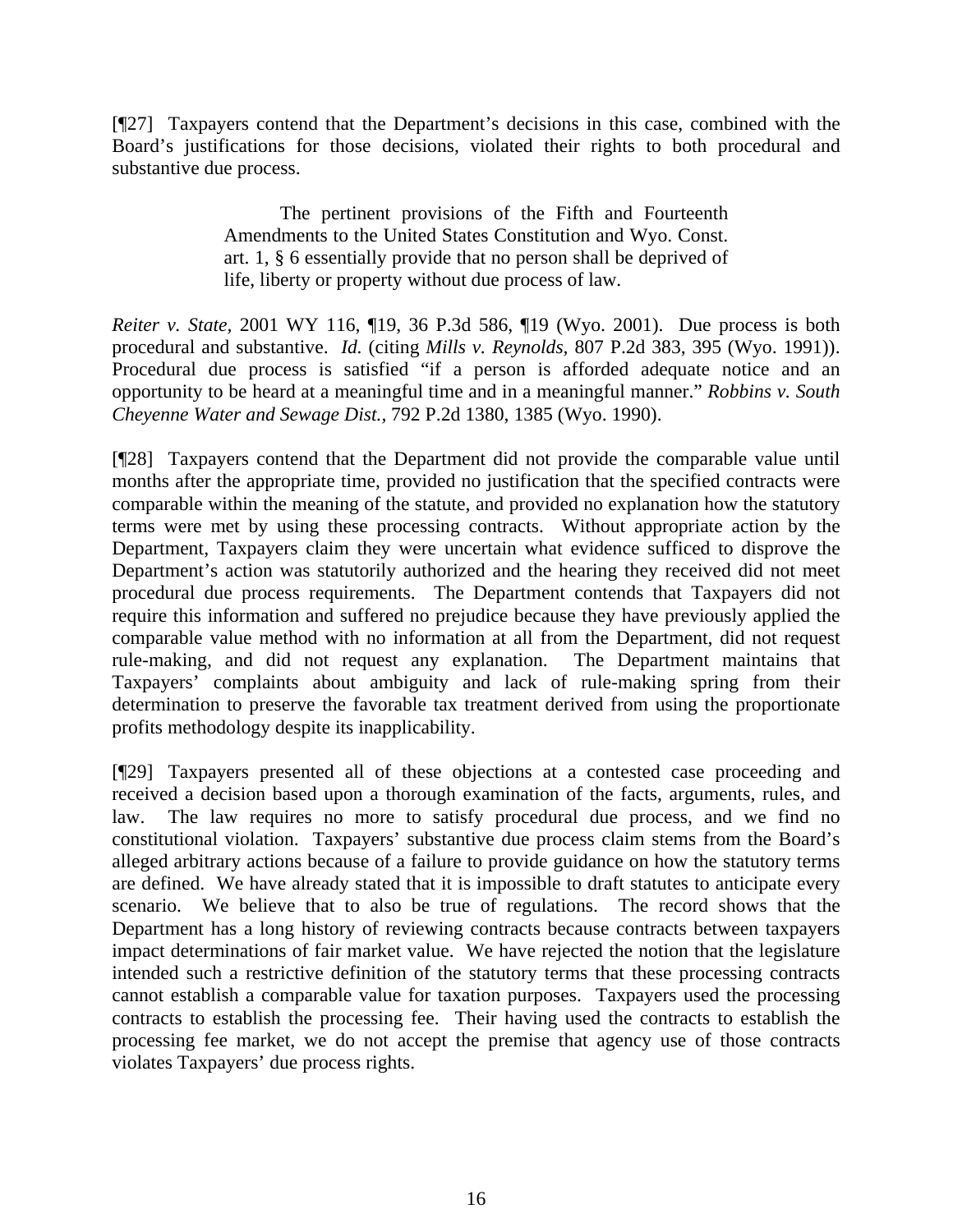[¶27] Taxpayers contend that the Department's decisions in this case, combined with the Board's justifications for those decisions, violated their rights to both procedural and substantive due process.

> The pertinent provisions of the Fifth and Fourteenth Amendments to the United States Constitution and Wyo. Const. art. 1, § 6 essentially provide that no person shall be deprived of life, liberty or property without due process of law.

*Reiter v. State*, 2001 WY 116, ¶19, 36 P.3d 586, ¶19 (Wyo. 2001). Due process is both procedural and substantive. *Id.* (citing *Mills v. Reynolds*, 807 P.2d 383, 395 (Wyo. 1991)). Procedural due process is satisfied "if a person is afforded adequate notice and an opportunity to be heard at a meaningful time and in a meaningful manner." *Robbins v. South Cheyenne Water and Sewage Dist.*, 792 P.2d 1380, 1385 (Wyo. 1990).

[¶28] Taxpayers contend that the Department did not provide the comparable value until months after the appropriate time, provided no justification that the specified contracts were comparable within the meaning of the statute, and provided no explanation how the statutory terms were met by using these processing contracts. Without appropriate action by the Department, Taxpayers claim they were uncertain what evidence sufficed to disprove the Department's action was statutorily authorized and the hearing they received did not meet procedural due process requirements. The Department contends that Taxpayers did not require this information and suffered no prejudice because they have previously applied the comparable value method with no information at all from the Department, did not request rule-making, and did not request any explanation. The Department maintains that Taxpayers' complaints about ambiguity and lack of rule-making spring from their determination to preserve the favorable tax treatment derived from using the proportionate profits methodology despite its inapplicability.

[¶29] Taxpayers presented all of these objections at a contested case proceeding and received a decision based upon a thorough examination of the facts, arguments, rules, and law. The law requires no more to satisfy procedural due process, and we find no constitutional violation. Taxpayers' substantive due process claim stems from the Board's alleged arbitrary actions because of a failure to provide guidance on how the statutory terms are defined. We have already stated that it is impossible to draft statutes to anticipate every scenario. We believe that to also be true of regulations. The record shows that the Department has a long history of reviewing contracts because contracts between taxpayers impact determinations of fair market value. We have rejected the notion that the legislature intended such a restrictive definition of the statutory terms that these processing contracts cannot establish a comparable value for taxation purposes. Taxpayers used the processing contracts to establish the processing fee. Their having used the contracts to establish the processing fee market, we do not accept the premise that agency use of those contracts violates Taxpayers' due process rights.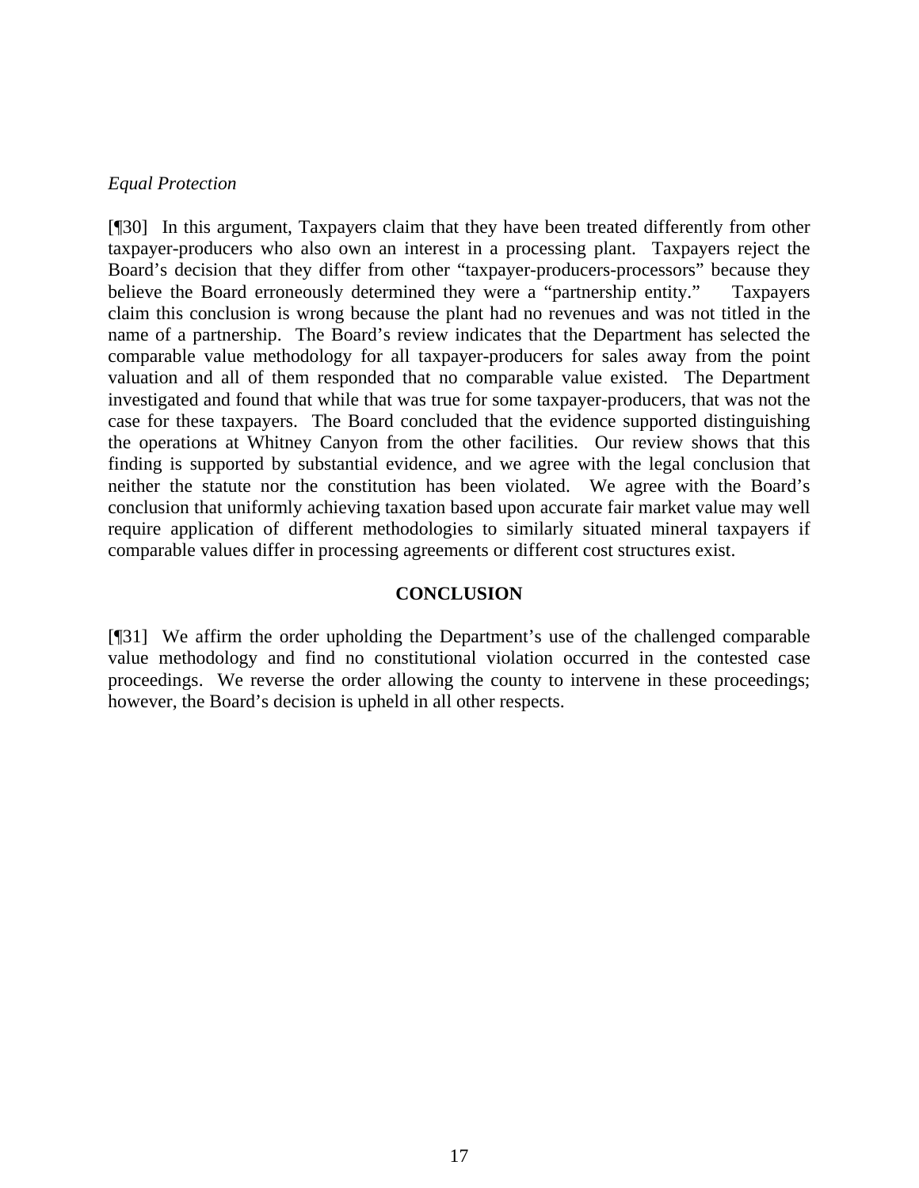*Equal Protection*

[¶30] In this argument, Taxpayers claim that they have been treated differently from other taxpayer-producers who also own an interest in a processing plant. Taxpayers reject the Board's decision that they differ from other "taxpayer-producers-processors" because they believe the Board erroneously determined they were a "partnership entity." Taxpayers claim this conclusion is wrong because the plant had no revenues and was not titled in the name of a partnership. The Board's review indicates that the Department has selected the comparable value methodology for all taxpayer-producers for sales away from the point valuation and all of them responded that no comparable value existed. The Department investigated and found that while that was true for some taxpayer-producers, that was not the case for these taxpayers. The Board concluded that the evidence supported distinguishing the operations at Whitney Canyon from the other facilities. Our review shows that this finding is supported by substantial evidence, and we agree with the legal conclusion that neither the statute nor the constitution has been violated. We agree with the Board's conclusion that uniformly achieving taxation based upon accurate fair market value may well require application of different methodologies to similarly situated mineral taxpayers if comparable values differ in processing agreements or different cost structures exist.

## CONCLUSION

[¶31] We affirm the order upholding the Department's use of the challenged comparable value methodology and find no constitutional violation occurred in the contested case proceedings. We reverse the order allowing the county to intervene in these proceedings; however, the Board's decision is upheld in all other respects.